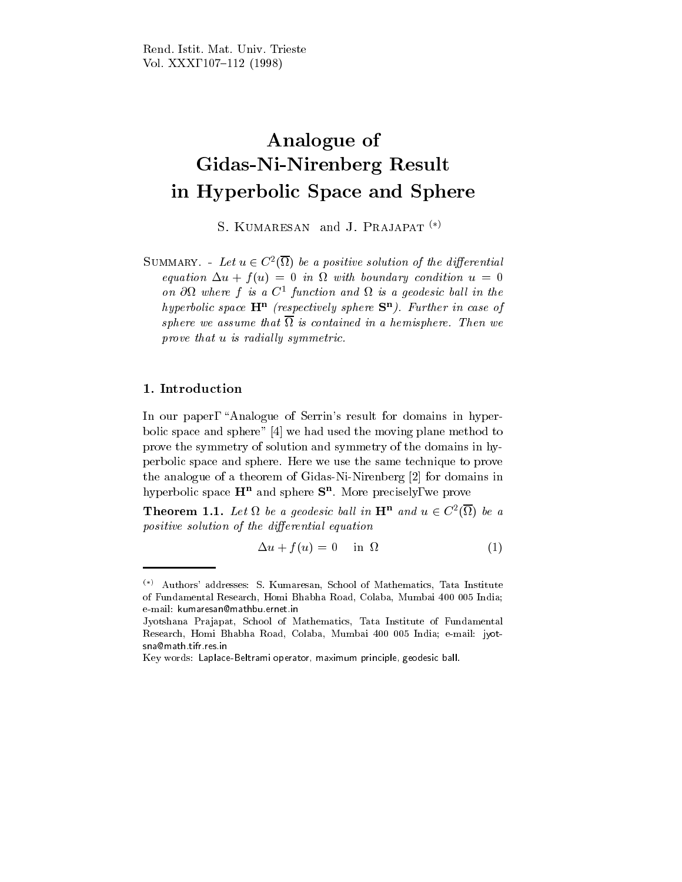# Analogue of Gidas-Ni-Nirenberg Result in Hyperbolic Space and Sphere

S. Kumaresan and J. Prajapat [(*)]

Summary. - *Let $u \in C^2(\overline{\Omega})$ be a positive solution of the differential equation $\Delta u + f(u) = 0$ in $\Omega$ with boundary condition $u = 0$ on $\partial\Omega$ where $f$ is a $C^1$ function and $\Omega$ is a geodesic ball in the hyperbolic space $\mathbf{H^n}$ (respectively sphere $\mathbf{S^n}$). Further in case of sphere we assume that $\overline{\Omega}$ is contained in a hemisphere. Then we prove that $u$ is radially symmetric.*

## 1. Introduction

In our paper, "Analogue of Serrin's result for domains in hyperbolic space and sphere" [4] we had used the moving plane method to prove the symmetry of solution and symmetry of the domains in hyperbolic space and sphere. Here we use the same technique to prove the analogue of a theorem of Gidas-Ni-Nirenberg [2] for domains in hyperbolic space $\mathbf{H^n}$ and sphere $\mathbf{S^n}$. More precisely, we prove

**Theorem 1.1.** *Let $\Omega$ be a geodesic ball in $\mathbf{H^n}$ and $u \in C^2(\overline{\Omega})$ be a positive solution of the differential equation*

$$\Delta u + f(u) = 0 \quad \text{in } \Omega \tag{1}$$

---

(*) Authors' addresses: S. Kumaresan, School of Mathematics, Tata Institute of Fundamental Research, Homi Bhabha Road, Colaba, Mumbai 400 005 India; e-mail: kumaresan@mathbu.ernet.in

Jyotshana Prajapat, School of Mathematics, Tata Institute of Fundamental Research, Homi Bhabha Road, Colaba, Mumbai 400 005 India; e-mail: jyotsna@math.tifr.res.in

Key words: Laplace-Beltrami operator, maximum principle, geodesic ball.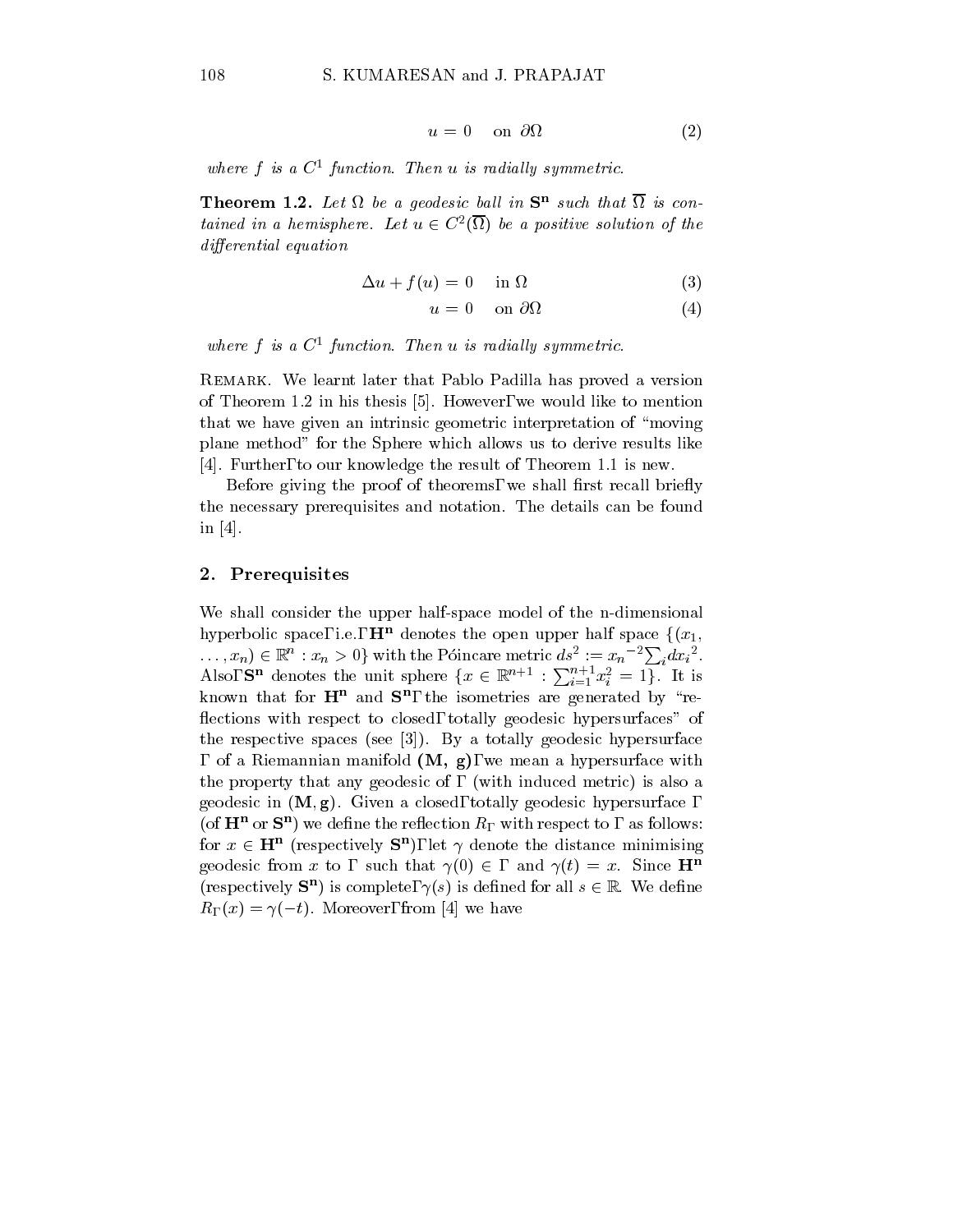$$u = 0 \quad \text{on } \partial\Omega \tag{2}$$

*where $f$ is a $C^1$ function. Then $u$ is radially symmetric.*

**Theorem 1.2.** *Let $\Omega$ be a geodesic ball in $\mathbf{S^n}$ such that $\overline{\Omega}$ is contained in a hemisphere. Let $u \in C^2(\overline{\Omega})$ be a positive solution of the differential equation*

$$\Delta u + f(u) = 0 \quad \text{in } \Omega \tag{3}$$

$$u = 0 \quad \text{on } \partial\Omega \tag{4}$$

*where $f$ is a $C^1$ function. Then $u$ is radially symmetric.*

Remark. We learnt later that Pablo Padilla has proved a version of Theorem 1.2 in his thesis [5]. However, we would like to mention that we have given an intrinsic geometric interpretation of "moving plane method" for the Sphere which allows us to derive results like [4]. Further, to our knowledge the result of Theorem 1.1 is new.

Before giving the proof of theorems, we shall first recall briefly the necessary prerequisites and notation. The details can be found in [4].

## 2. Prerequisites

We shall consider the upper half-space model of the n-dimensional hyperbolic space, i.e., $\mathbf{H^n}$ denotes the open upper half space $\{(x_1, \ldots, x_n) \in \mathbb{R}^n : x_n > 0\}$ with the Póincare metric $ds^2 := {x_n}^{-2} \sum_i {dx_i}^2$. Also, $\mathbf{S^n}$ denotes the unit sphere $\{x \in \mathbb{R}^{n+1} : \sum_{i=1}^{n+1} x_i^2 = 1\}$. It is known that for $\mathbf{H^n}$ and $\mathbf{S^n}$, the isometries are generated by "reflections with respect to closed, totally geodesic hypersurfaces" of the respective spaces (see [3]). By a totally geodesic hypersurface $\Gamma$ of a Riemannian manifold $\mathbf{(M, g)}$, we mean a hypersurface with the property that any geodesic of $\Gamma$ (with induced metric) is also a geodesic in $(\mathbf{M}, \mathbf{g})$. Given a closed, totally geodesic hypersurface $\Gamma$ (of $\mathbf{H^n}$ or $\mathbf{S^n}$) we define the reflection $R_\Gamma$ with respect to $\Gamma$ as follows: for $x \in \mathbf{H^n}$ (respectively $\mathbf{S^n}$), let $\gamma$ denote the distance minimising geodesic from $x$ to $\Gamma$ such that $\gamma(0) \in \Gamma$ and $\gamma(t) = x$. Since $\mathbf{H^n}$ (respectively $\mathbf{S^n}$) is complete, $\gamma(s)$ is defined for all $s \in \mathbb{R}$. We define $R_\Gamma(x) = \gamma(-t)$. Moreover, from [4] we have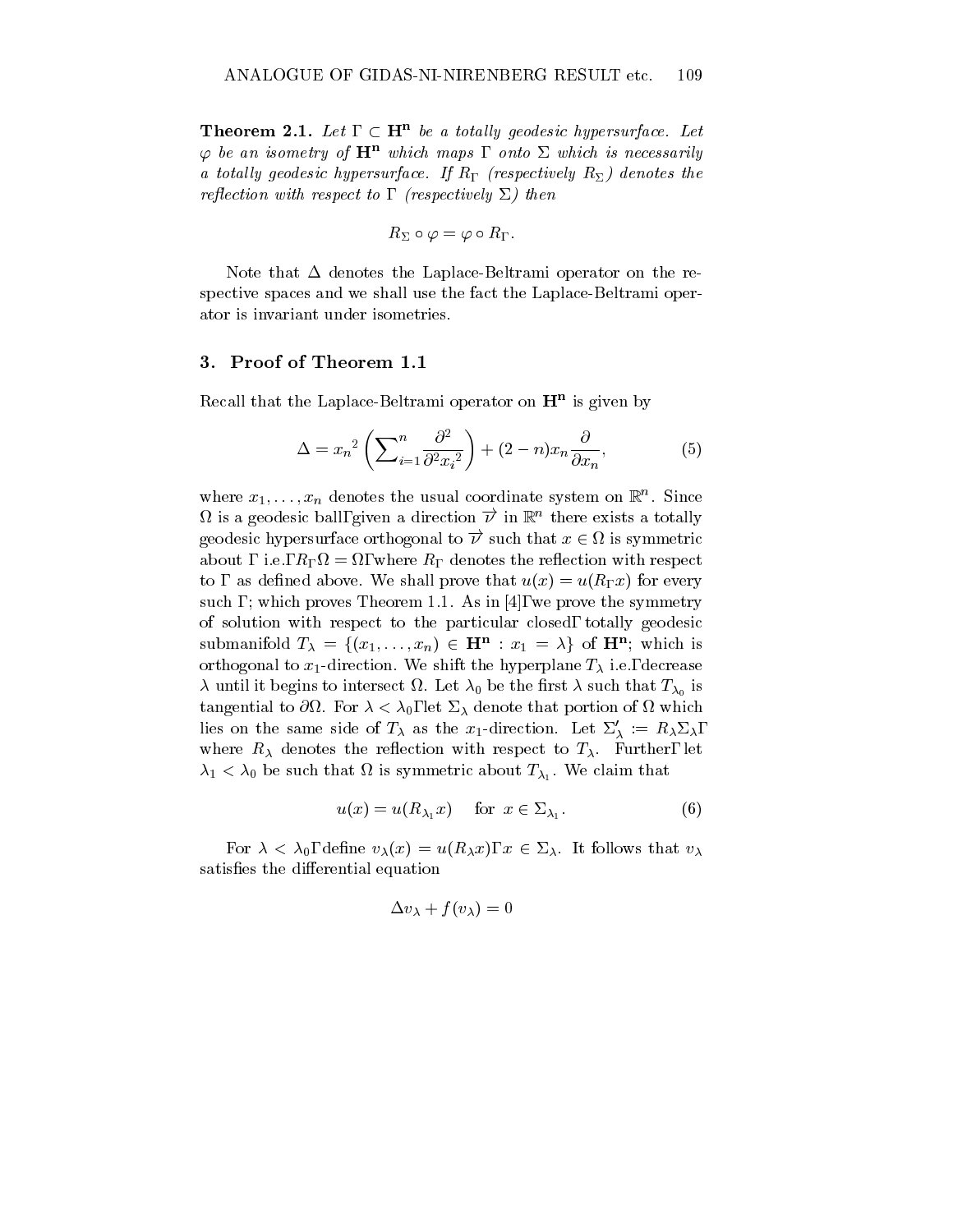**Theorem 2.1.** *Let $\Gamma \subset \mathbf{H^n}$ be a totally geodesic hypersurface. Let $\varphi$ be an isometry of $\mathbf{H^n}$ which maps $\Gamma$ onto $\Sigma$ which is necessarily a totally geodesic hypersurface. If $R_\Gamma$ (respectively $R_\Sigma$) denotes the reflection with respect to $\Gamma$ (respectively $\Sigma$) then*

$$R_\Sigma \circ \varphi = \varphi \circ R_\Gamma.$$

Note that $\Delta$ denotes the Laplace-Beltrami operator on the respective spaces and we shall use the fact the Laplace-Beltrami operator is invariant under isometries.

## 3. Proof of Theorem 1.1

Recall that the Laplace-Beltrami operator on $\mathbf{H^n}$ is given by

$$\Delta = {x_n}^2 \left( \sum\nolimits_{i=1}^{n} \frac{\partial^2}{\partial^2 {x_i}^2} \right) + (2-n) x_n \frac{\partial}{\partial x_n}, \tag{5}$$

where $x_1, \dots, x_n$ denotes the usual coordinate system on $\mathbb{R}^n$. Since $\Omega$ is a geodesic ball, given a direction $\overrightarrow{\nu}$ in $\mathbb{R}^n$ there exists a totally geodesic hypersurface orthogonal to $\overrightarrow{\nu}$ such that $x \in \Omega$ is symmetric about $\Gamma$ i.e., $R_\Gamma \Omega = \Omega$, where $R_\Gamma$ denotes the reflection with respect to $\Gamma$ as defined above. We shall prove that $u(x) = u(R_\Gamma x)$ for every such $\Gamma$; which proves Theorem 1.1. As in [4], we prove the symmetry of solution with respect to the particular closed, totally geodesic submanifold $T_\lambda = \{(x_1, \dots, x_n) \in \mathbf{H^n} : x_1 = \lambda\}$ of $\mathbf{H^n}$; which is orthogonal to $x_1$-direction. We shift the hyperplane $T_\lambda$ i.e., decrease $\lambda$ until it begins to intersect $\Omega$. Let $\lambda_0$ be the first $\lambda$ such that $T_{\lambda_0}$ is tangential to $\partial\Omega$. For $\lambda < \lambda_0$, let $\Sigma_\lambda$ denote that portion of $\Omega$ which lies on the same side of $T_\lambda$ as the $x_1$-direction. Let $\Sigma'_\lambda := R_\lambda \Sigma_\lambda$, where $R_\lambda$ denotes the reflection with respect to $T_\lambda$. Further, let $\lambda_1 < \lambda_0$ be such that $\Omega$ is symmetric about $T_{\lambda_1}$. We claim that

$$u(x) = u(R_{\lambda_1} x) \quad \text{ for } x \in \Sigma_{\lambda_1}. \tag{6}$$

For $\lambda < \lambda_0$, define $v_\lambda(x) = u(R_\lambda x)$, $x \in \Sigma_\lambda$. It follows that $v_\lambda$ satisfies the differential equation

$$\Delta v_\lambda + f(v_\lambda) = 0$$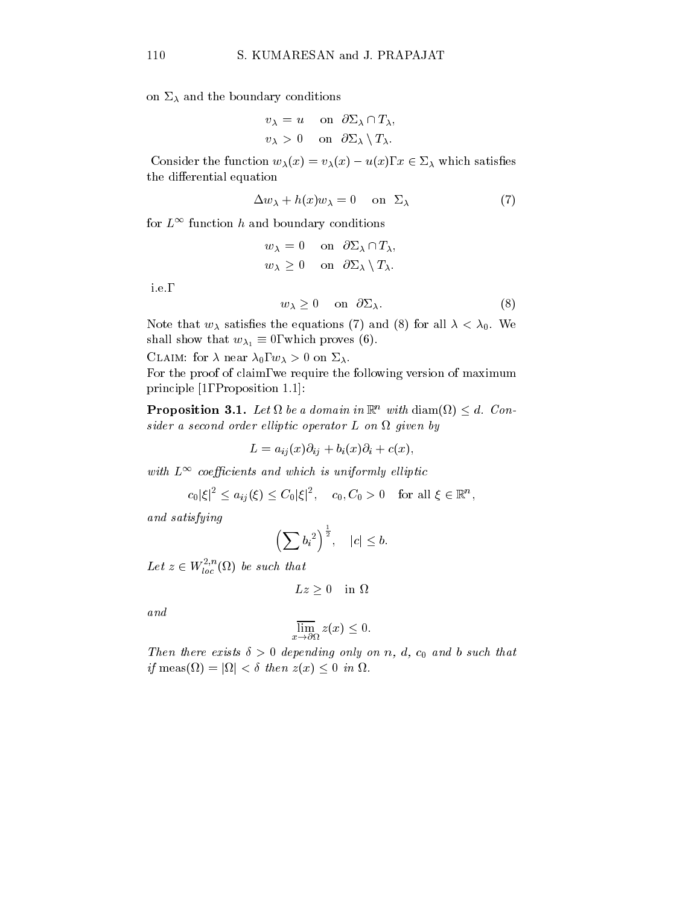on $\Sigma_\lambda$ and the boundary conditions

$$v_\lambda = u \quad \text{on} \quad \partial\Sigma_\lambda \cap T_\lambda,$$
$$v_\lambda > 0 \quad \text{on} \quad \partial\Sigma_\lambda \setminus T_\lambda.$$

Consider the function $w_\lambda(x) = v_\lambda(x) - u(x)$Γ$x \in \Sigma_\lambda$ which satisfies the differential equation

$$\Delta w_\lambda + h(x) w_\lambda = 0 \quad \text{on} \quad \Sigma_\lambda \tag{7}$$

for $L^\infty$ function $h$ and boundary conditions

$$w_\lambda = 0 \quad \text{on} \quad \partial\Sigma_\lambda \cap T_\lambda,$$
$$w_\lambda \geq 0 \quad \text{on} \quad \partial\Sigma_\lambda \setminus T_\lambda.$$

i.e.Γ

$$w_\lambda \geq 0 \quad \text{on} \quad \partial\Sigma_\lambda. \tag{8}$$

Note that $w_\lambda$ satisfies the equations (7) and (8) for all $\lambda < \lambda_0$. We shall show that $w_{\lambda_1} \equiv 0$Γwhich proves (6).

Claim: for $\lambda$ near $\lambda_0$Γ$w_\lambda > 0$ on $\Sigma_\lambda$.

For the proof of claimΓwe require the following version of maximum principle [1ΓProposition 1.1]:

**Proposition 3.1.** *Let $\Omega$ be a domain in $\mathbb{R}^n$ with $\operatorname{diam}(\Omega) \leq d$. Consider a second order elliptic operator $L$ on $\Omega$ given by*

$$L = a_{ij}(x)\partial_{ij} + b_i(x)\partial_i + c(x),$$

*with $L^\infty$ coefficients and which is uniformly elliptic*

$$c_0|\xi|^2 \leq a_{ij}(\xi) \leq C_0|\xi|^2, \quad c_0, C_0 > 0 \quad \text{for all } \xi \in \mathbb{R}^n,$$

*and satisfying*

$$\left(\sum {b_i}^2\right)^{\frac{1}{2}}, \quad |c| \leq b.$$

*Let $z \in W^{2,n}_{loc}(\Omega)$ be such that*

$$Lz \geq 0 \quad \text{in } \Omega$$

*and*

$$\varlimsup_{x \to \partial\Omega} z(x) \leq 0.$$

*Then there exists $\delta > 0$ depending only on $n$, $d$, $c_0$ and $b$ such that if $\operatorname{meas}(\Omega) = |\Omega| < \delta$ then $z(x) \leq 0$ in $\Omega$.*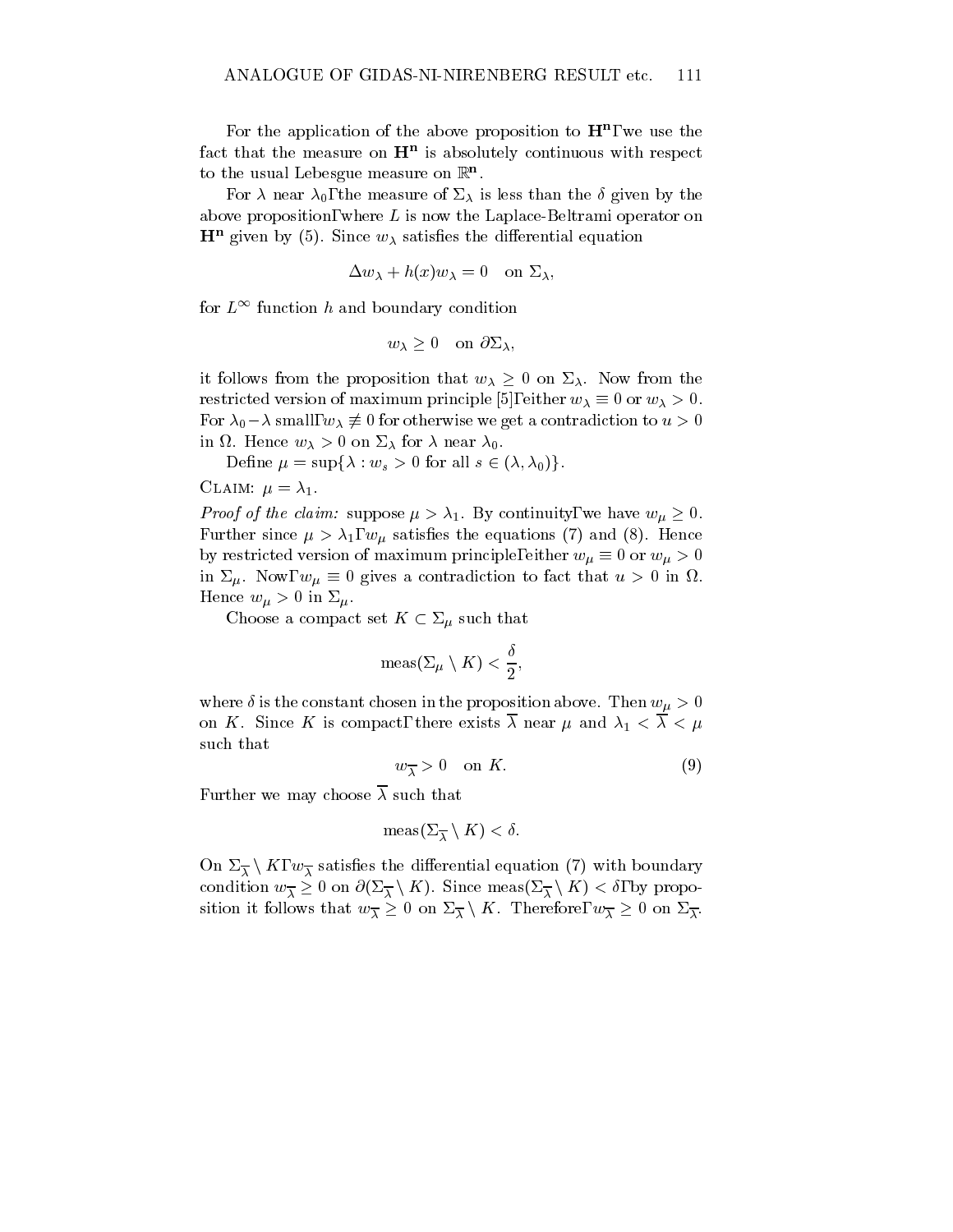For the application of the above proposition to $\mathbf{H^n}$, we use the fact that the measure on $\mathbf{H^n}$ is absolutely continuous with respect to the usual Lebesgue measure on $\mathbb{R}^{\mathbf{n}}$.

For $\lambda$ near $\lambda_0$, the measure of $\Sigma_\lambda$ is less than the $\delta$ given by the above proposition, where $L$ is now the Laplace-Beltrami operator on $\mathbf{H^n}$ given by (5). Since $w_\lambda$ satisfies the differential equation

$$\Delta w_\lambda + h(x) w_\lambda = 0 \quad \text{on } \Sigma_\lambda,$$

for $L^\infty$ function $h$ and boundary condition

$$w_\lambda \geq 0 \quad \text{on } \partial\Sigma_\lambda,$$

it follows from the proposition that $w_\lambda \geq 0$ on $\Sigma_\lambda$. Now from the restricted version of maximum principle [5], either $w_\lambda \equiv 0$ or $w_\lambda > 0$. For $\lambda_0 - \lambda$ small, $w_\lambda \not\equiv 0$ for otherwise we get a contradiction to $u > 0$ in $\Omega$. Hence $w_\lambda > 0$ on $\Sigma_\lambda$ for $\lambda$ near $\lambda_0$.

Define $\mu = \sup\{\lambda : w_s > 0 \text{ for all } s \in (\lambda, \lambda_0)\}$.

Claim: $\mu = \lambda_1$.

*Proof of the claim:* suppose $\mu > \lambda_1$. By continuity, we have $w_\mu \geq 0$. Further since $\mu > \lambda_1$, $w_\mu$ satisfies the equations (7) and (8). Hence by restricted version of maximum principle, either $w_\mu \equiv 0$ or $w_\mu > 0$ in $\Sigma_\mu$. Now, $w_\mu \equiv 0$ gives a contradiction to fact that $u > 0$ in $\Omega$. Hence $w_\mu > 0$ in $\Sigma_\mu$.

Choose a compact set $K \subset \Sigma_\mu$ such that

$$\operatorname{meas}(\Sigma_\mu \setminus K) < \frac{\delta}{2},$$

where $\delta$ is the constant chosen in the proposition above. Then $w_\mu > 0$ on $K$. Since $K$ is compact, there exists $\overline{\lambda}$ near $\mu$ and $\lambda_1 < \overline{\lambda} < \mu$ such that

$$w_{\overline{\lambda}} > 0 \quad \text{on } K. \tag{9}$$

Further we may choose $\overline{\lambda}$ such that

$$\operatorname{meas}(\Sigma_{\overline{\lambda}} \setminus K) < \delta.$$

On $\Sigma_{\overline{\lambda}} \setminus K$, $w_{\overline{\lambda}}$ satisfies the differential equation (7) with boundary condition $w_{\overline{\lambda}} \geq 0$ on $\partial(\Sigma_{\overline{\lambda}} \setminus K)$. Since $\operatorname{meas}(\Sigma_{\overline{\lambda}} \setminus K) < \delta$, by proposition it follows that $w_{\overline{\lambda}} \geq 0$ on $\Sigma_{\overline{\lambda}} \setminus K$. Therefore, $w_{\overline{\lambda}} \geq 0$ on $\Sigma_{\overline{\lambda}}$.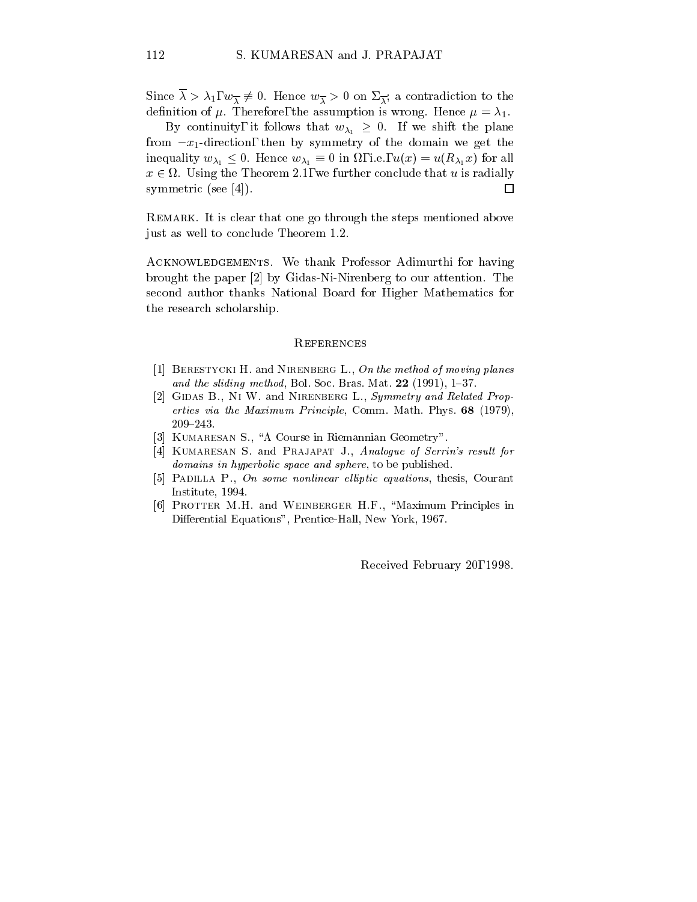Since $\overline{\lambda} > \lambda_1$, $w_{\overline{\lambda}} \not\equiv 0$. Hence $w_{\overline{\lambda}} > 0$ on $\Sigma_{\overline{\lambda}}$; a contradiction to the definition of $\mu$. Therefore, the assumption is wrong. Hence $\mu = \lambda_1$.

By continuity, it follows that $w_{\lambda_1} \geq 0$. If we shift the plane from $-x_1$-direction, then by symmetry of the domain we get the inequality $w_{\lambda_1} \leq 0$. Hence $w_{\lambda_1} \equiv 0$ in $\Omega$, i.e., $u(x) = u(R_{\lambda_1} x)$ for all $x \in \Omega$. Using the Theorem 2.1, we further conclude that $u$ is radially symmetric (see [4]). □

Remark. It is clear that one go through the steps mentioned above just as well to conclude Theorem 1.2.

Acknowledgements. We thank Professor Adimurthi for having brought the paper [2] by Gidas-Ni-Nirenberg to our attention. The second author thanks National Board for Higher Mathematics for the research scholarship.

## References

[1] Berestycki H. and Nirenberg L., *On the method of moving planes and the sliding method*, Bol. Soc. Bras. Mat. **22** (1991), 1–37.

[2] Gidas B., Ni W. and Nirenberg L., *Symmetry and Related Properties via the Maximum Principle*, Comm. Math. Phys. **68** (1979), 209–243.

[3] Kumaresan S., "A Course in Riemannian Geometry".

[4] Kumaresan S. and Prajapat J., *Analogue of Serrin's result for domains in hyperbolic space and sphere*, to be published.

[5] Padilla P., *On some nonlinear elliptic equations*, thesis, Courant Institute, 1994.

[6] Protter M.H. and Weinberger H.F., "Maximum Principles in Differential Equations", Prentice-Hall, New York, 1967.

Received February 20, 1998.